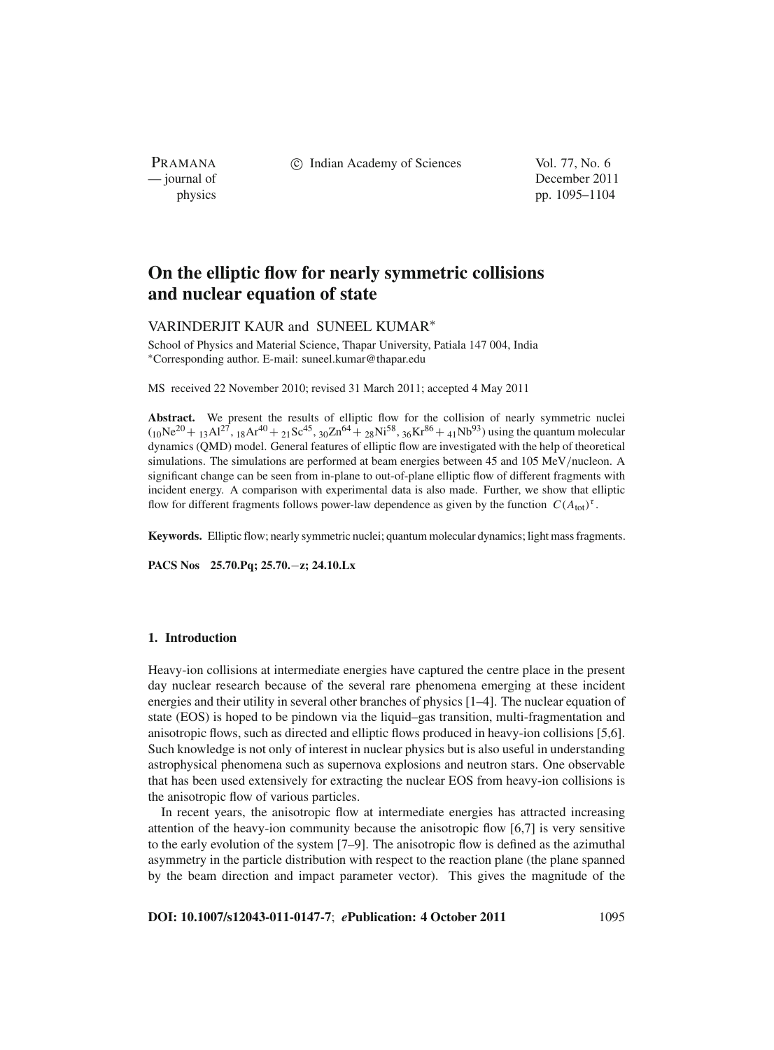# On the elliptic flow for nearly symmetric collisions and nuclear equation of state

VARINDERJIT KAUR and SUNEEL KUMAR*

School of Physics and Material Science, Thapar University, Patiala 147 004, India
*Corresponding author. E-mail: suneel.kumar@thapar.edu

MS received 22 November 2010; revised 31 March 2011; accepted 4 May 2011

**Abstract.** We present the results of elliptic flow for the collision of nearly symmetric nuclei ($_{10}Ne^{20} + {}_{13}Al^{27}$, $_{18}Ar^{40} + {}_{21}Sc^{45}$, $_{30}Zn^{64} + {}_{28}Ni^{58}$, $_{36}Kr^{86} + {}_{41}Nb^{93}$) using the quantum molecular dynamics (QMD) model. General features of elliptic flow are investigated with the help of theoretical simulations. The simulations are performed at beam energies between 45 and 105 MeV/nucleon. A significant change can be seen from in-plane to out-of-plane elliptic flow of different fragments with incident energy. A comparison with experimental data is also made. Further, we show that elliptic flow for different fragments follows power-law dependence as given by the function $C(A_{tot})^{\tau}$.

**Keywords.** Elliptic flow; nearly symmetric nuclei; quantum molecular dynamics; light mass fragments.

**PACS Nos** 25.70.Pq; 25.70.−z; 24.10.Lx

## 1. Introduction

Heavy-ion collisions at intermediate energies have captured the centre place in the present day nuclear research because of the several rare phenomena emerging at these incident energies and their utility in several other branches of physics [1–4]. The nuclear equation of state (EOS) is hoped to be pindown via the liquid–gas transition, multi-fragmentation and anisotropic flows, such as directed and elliptic flows produced in heavy-ion collisions [5,6]. Such knowledge is not only of interest in nuclear physics but is also useful in understanding astrophysical phenomena such as supernova explosions and neutron stars. One observable that has been used extensively for extracting the nuclear EOS from heavy-ion collisions is the anisotropic flow of various particles.

In recent years, the anisotropic flow at intermediate energies has attracted increasing attention of the heavy-ion community because the anisotropic flow [6,7] is very sensitive to the early evolution of the system [7–9]. The anisotropic flow is defined as the azimuthal asymmetry in the particle distribution with respect to the reaction plane (the plane spanned by the beam direction and impact parameter vector). This gives the magnitude of the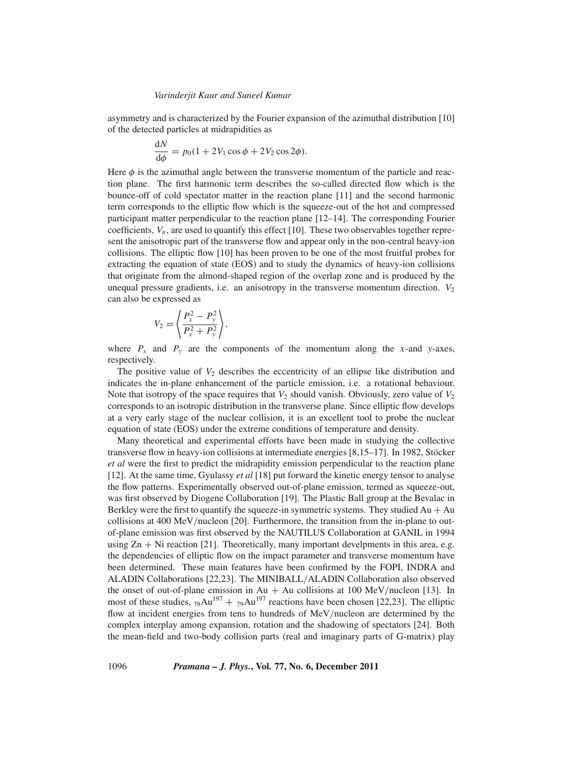asymmetry and is characterized by the Fourier expansion of the azimuthal distribution [10] of the detected particles at midrapidities as

$$\frac{dN}{d\phi} = p_0(1 + 2V_1 \cos\phi + 2V_2 \cos 2\phi).$$

Here $\phi$ is the azimuthal angle between the transverse momentum of the particle and reaction plane. The first harmonic term describes the so-called directed flow which is the bounce-off of cold spectator matter in the reaction plane [11] and the second harmonic term corresponds to the elliptic flow which is the squeeze-out of the hot and compressed participant matter perpendicular to the reaction plane [12–14]. The corresponding Fourier coefficients, $V_n$, are used to quantify this effect [10]. These two observables together represent the anisotropic part of the transverse flow and appear only in the non-central heavy-ion collisions. The elliptic flow [10] has been proven to be one of the most fruitful probes for extracting the equation of state (EOS) and to study the dynamics of heavy-ion collisions that originate from the almond-shaped region of the overlap zone and is produced by the unequal pressure gradients, i.e. an anisotropy in the transverse momentum direction. $V_2$ can also be expressed as

$$V_2 = \left\langle \frac{P_x^2 - P_y^2}{P_x^2 + P_y^2} \right\rangle,$$

where $P_x$ and $P_y$ are the components of the momentum along the $x$-and $y$-axes, respectively.

The positive value of $V_2$ describes the eccentricity of an ellipse like distribution and indicates the in-plane enhancement of the particle emission, i.e. a rotational behaviour. Note that isotropy of the space requires that $V_2$ should vanish. Obviously, zero value of $V_2$ corresponds to an isotropic distribution in the transverse plane. Since elliptic flow develops at a very early stage of the nuclear collision, it is an excellent tool to probe the nuclear equation of state (EOS) under the extreme conditions of temperature and density.

Many theoretical and experimental efforts have been made in studying the collective transverse flow in heavy-ion collisions at intermediate energies [8,15–17]. In 1982, Stöcker *et al* were the first to predict the midrapidity emission perpendicular to the reaction plane [12]. At the same time, Gyulassy *et al* [18] put forward the kinetic energy tensor to analyse the flow patterns. Experimentally observed out-of-plane emission, termed as squeeze-out, was first observed by Diogene Collaboration [19]. The Plastic Ball group at the Bevalac in Berkley were the first to quantify the squeeze-in symmetric systems. They studied Au + Au collisions at 400 MeV/nucleon [20]. Furthermore, the transition from the in-plane to out-of-plane emission was first observed by the NAUTILUS Collaboration at GANIL in 1994 using Zn + Ni reaction [21]. Theoretically, many important develpments in this area, e.g. the dependencies of elliptic flow on the impact parameter and transverse momentum have been determined. These main features have been confirmed by the FOPI, INDRA and ALADIN Collaborations [22,23]. The MINIBALL/ALADIN Collaboration also observed the onset of out-of-plane emission in Au + Au collisions at 100 MeV/nucleon [13]. In most of these studies, ${}_{79}Au^{197} + {}_{79}Au^{197}$ reactions have been chosen [22,23]. The elliptic flow at incident energies from tens to hundreds of MeV/nucleon are determined by the complex interplay among expansion, rotation and the shadowing of spectators [24]. Both the mean-field and two-body collision parts (real and imaginary parts of G-matrix) play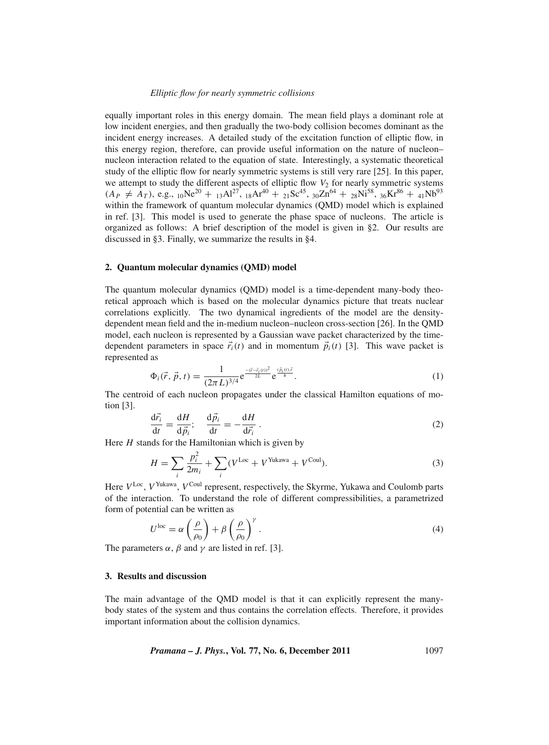equally important roles in this energy domain. The mean field plays a dominant role at low incident energies, and then gradually the two-body collision becomes dominant as the incident energy increases. A detailed study of the excitation function of elliptic flow, in this energy region, therefore, can provide useful information on the nature of nucleon–nucleon interaction related to the equation of state. Interestingly, a systematic theoretical study of the elliptic flow for nearly symmetric systems is still very rare [25]. In this paper, we attempt to study the different aspects of elliptic flow $V_2$ for nearly symmetric systems ($A_P \neq A_T$), e.g., ${}_{10}\mathrm{Ne}^{20} + {}_{13}\mathrm{Al}^{27}$, ${}_{18}\mathrm{Ar}^{40} + {}_{21}\mathrm{Sc}^{45}$, ${}_{30}\mathrm{Zn}^{64} + {}_{28}\mathrm{Ni}^{58}$, ${}_{36}\mathrm{Kr}^{86} + {}_{41}\mathrm{Nb}^{93}$ within the framework of quantum molecular dynamics (QMD) model which is explained in ref. [3]. This model is used to generate the phase space of nucleons. The article is organized as follows: A brief description of the model is given in §2. Our results are discussed in §3. Finally, we summarize the results in §4.

## 2. Quantum molecular dynamics (QMD) model

The quantum molecular dynamics (QMD) model is a time-dependent many-body theoretical approach which is based on the molecular dynamics picture that treats nuclear correlations explicitly. The two dynamical ingredients of the model are the density-dependent mean field and the in-medium nucleon–nucleon cross-section [26]. In the QMD model, each nucleon is represented by a Gaussian wave packet characterized by the time-dependent parameters in space $\vec{r}_i(t)$ and in momentum $\vec{p}_i(t)$ [3]. This wave packet is represented as

$$\Phi_i(\vec{r}, \vec{p}, t) = \frac{1}{(2\pi L)^{3/4}} \mathrm{e}^{\frac{-(\vec{r}-\vec{r}_i(t))^2}{2L}} \mathrm{e}^{\frac{i\vec{p}_i(t).\vec{r}}{\hbar}}. \tag{1}$$

The centroid of each nucleon propagates under the classical Hamilton equations of motion [3].

$$\frac{\mathrm{d}\vec{r}_i}{\mathrm{d}t} = \frac{\mathrm{d}H}{\mathrm{d}\vec{p}_i}; \quad \frac{\mathrm{d}\vec{p}_i}{\mathrm{d}t} = -\frac{\mathrm{d}H}{\mathrm{d}\vec{r}_i}. \tag{2}$$

Here $H$ stands for the Hamiltonian which is given by

$$H = \sum_i \frac{p_i^2}{2m_i} + \sum_i (V^{\mathrm{Loc}} + V^{\mathrm{Yukawa}} + V^{\mathrm{Coul}}). \tag{3}$$

Here $V^{\mathrm{Loc}}$, $V^{\mathrm{Yukawa}}$, $V^{\mathrm{Coul}}$ represent, respectively, the Skyrme, Yukawa and Coulomb parts of the interaction. To understand the role of different compressibilities, a parametrized form of potential can be written as

$$U^{\mathrm{loc}} = \alpha \left(\frac{\rho}{\rho_0}\right) + \beta \left(\frac{\rho}{\rho_0}\right)^{\gamma}. \tag{4}$$

The parameters $\alpha$, $\beta$ and $\gamma$ are listed in ref. [3].

## 3. Results and discussion

The main advantage of the QMD model is that it can explicitly represent the many-body states of the system and thus contains the correlation effects. Therefore, it provides important information about the collision dynamics.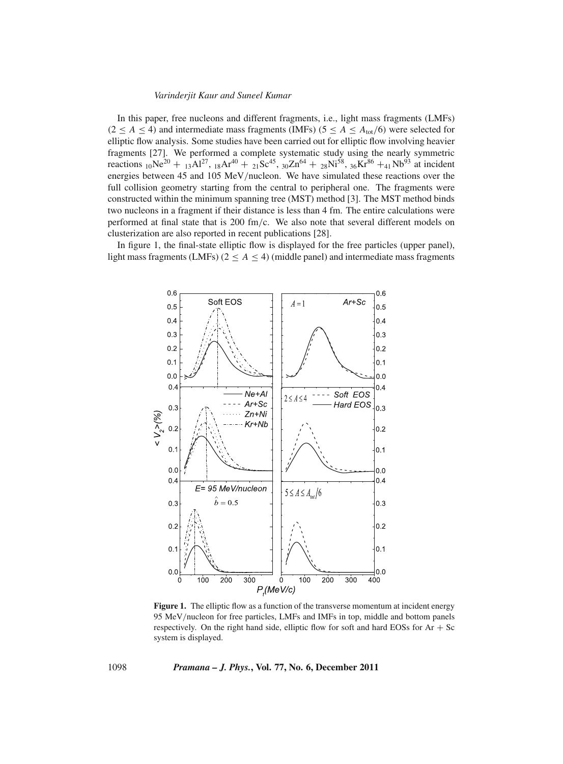In this paper, free nucleons and different fragments, i.e., light mass fragments (LMFs) ($2 \leq A \leq 4$) and intermediate mass fragments (IMFs) ($5 \leq A \leq A_{tot}/6$) were selected for elliptic flow analysis. Some studies have been carried out for elliptic flow involving heavier fragments [27]. We performed a complete systematic study using the nearly symmetric reactions $_{10}Ne^{20} + {}_{13}Al^{27}$, $_{18}Ar^{40} + {}_{21}Sc^{45}$, $_{30}Zn^{64} + {}_{28}Ni^{58}$, $_{36}Kr^{86} + {}_{41}Nb^{93}$ at incident energies between 45 and 105 MeV/nucleon. We have simulated these reactions over the full collision geometry starting from the central to peripheral one. The fragments were constructed within the minimum spanning tree (MST) method [3]. The MST method binds two nucleons in a fragment if their distance is less than 4 fm. The entire calculations were performed at final state that is 200 fm/c. We also note that several different models on clusterization are also reported in recent publications [28].

In figure 1, the final-state elliptic flow is displayed for the free particles (upper panel), light mass fragments (LMFs) ($2 \leq A \leq 4$) (middle panel) and intermediate mass fragments

**Figure 1.** The elliptic flow as a function of the transverse momentum at incident energy 95 MeV/nucleon for free particles, LMFs and IMFs in top, middle and bottom panels respectively. On the right hand side, elliptic flow for soft and hard EOSs for Ar + Sc system is displayed.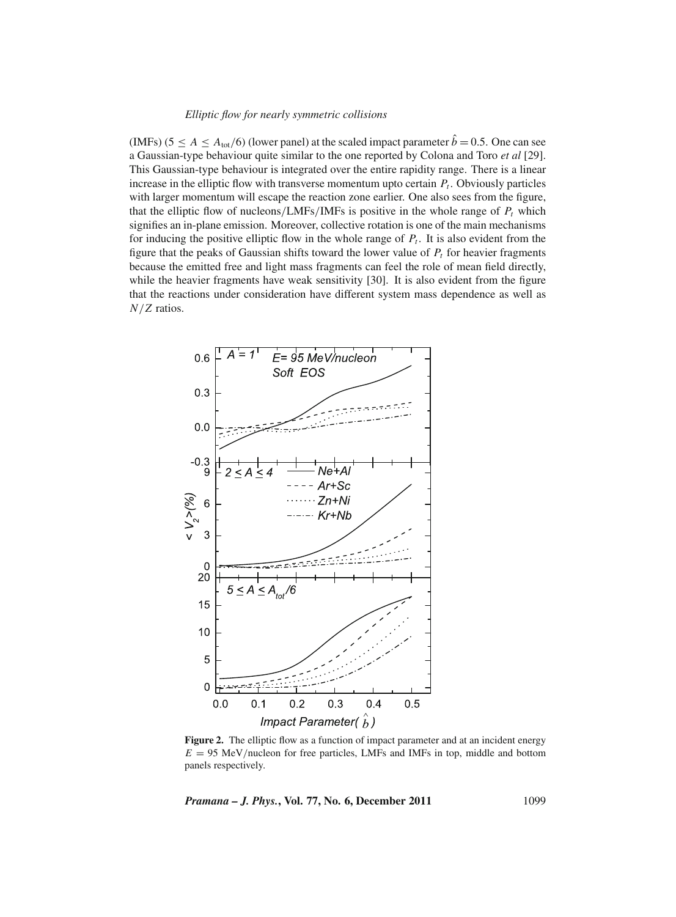(IMFs) ($5 \leq A \leq A_{\text{tot}}/6$) (lower panel) at the scaled impact parameter $\hat{b} = 0.5$. One can see a Gaussian-type behaviour quite similar to the one reported by Colona and Toro *et al* [29]. This Gaussian-type behaviour is integrated over the entire rapidity range. There is a linear increase in the elliptic flow with transverse momentum upto certain $P_t$. Obviously particles with larger momentum will escape the reaction zone earlier. One also sees from the figure, that the elliptic flow of nucleons/LMFs/IMFs is positive in the whole range of $P_t$ which signifies an in-plane emission. Moreover, collective rotation is one of the main mechanisms for inducing the positive elliptic flow in the whole range of $P_t$. It is also evident from the figure that the peaks of Gaussian shifts toward the lower value of $P_t$ for heavier fragments because the emitted free and light mass fragments can feel the role of mean field directly, while the heavier fragments have weak sensitivity [30]. It is also evident from the figure that the reactions under consideration have different system mass dependence as well as $N/Z$ ratios.

**Figure 2.** The elliptic flow as a function of impact parameter and at an incident energy $E = 95$ MeV/nucleon for free particles, LMFs and IMFs in top, middle and bottom panels respectively.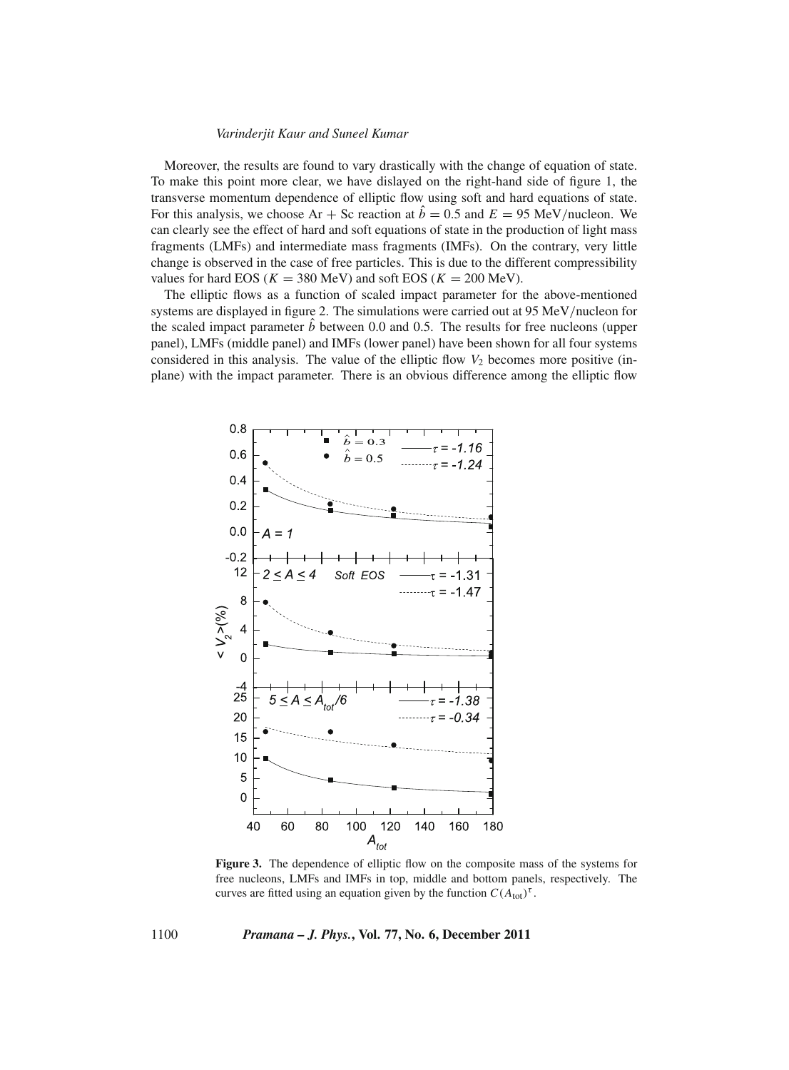Moreover, the results are found to vary drastically with the change of equation of state. To make this point more clear, we have dislayed on the right-hand side of figure 1, the transverse momentum dependence of elliptic flow using soft and hard equations of state. For this analysis, we choose Ar + Sc reaction at $\hat{b} = 0.5$ and $E = 95$ MeV/nucleon. We can clearly see the effect of hard and soft equations of state in the production of light mass fragments (LMFs) and intermediate mass fragments (IMFs). On the contrary, very little change is observed in the case of free particles. This is due to the different compressibility values for hard EOS ($K = 380$ MeV) and soft EOS ($K = 200$ MeV).

The elliptic flows as a function of scaled impact parameter for the above-mentioned systems are displayed in figure 2. The simulations were carried out at 95 MeV/nucleon for the scaled impact parameter $\hat{b}$ between 0.0 and 0.5. The results for free nucleons (upper panel), LMFs (middle panel) and IMFs (lower panel) have been shown for all four systems considered in this analysis. The value of the elliptic flow $V_2$ becomes more positive (in-plane) with the impact parameter. There is an obvious difference among the elliptic flow

**Figure 3.** The dependence of elliptic flow on the composite mass of the systems for free nucleons, LMFs and IMFs in top, middle and bottom panels, respectively. The curves are fitted using an equation given by the function $C(A_{\mathrm{tot}})^{\tau}$.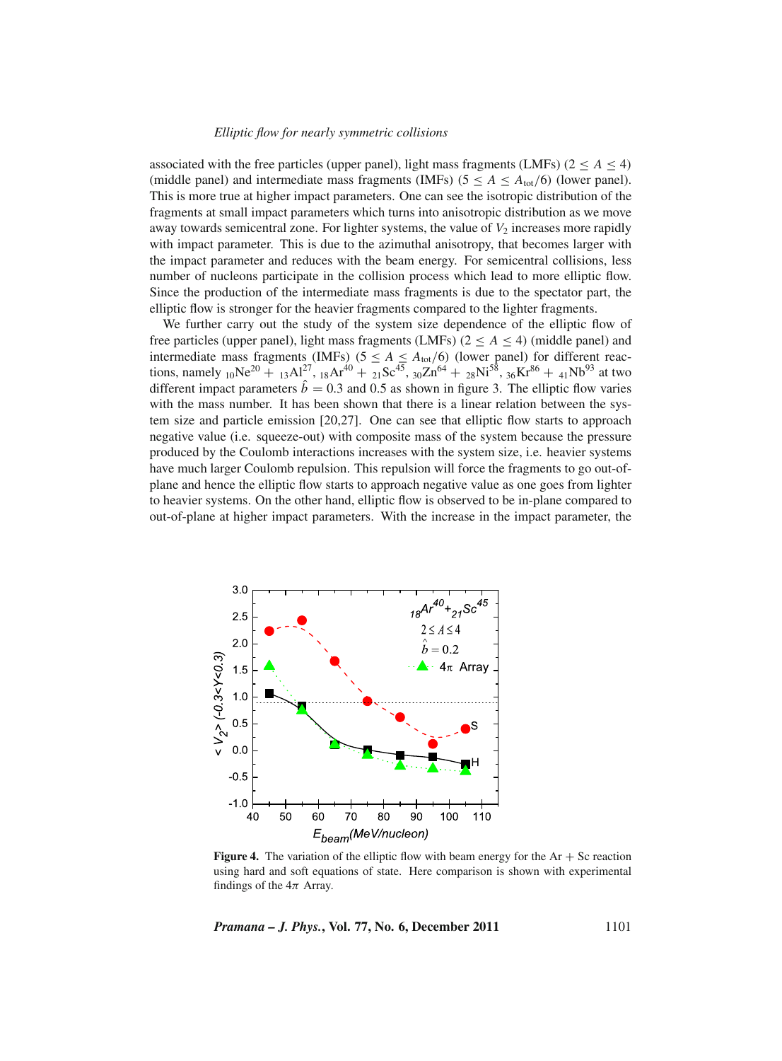associated with the free particles (upper panel), light mass fragments (LMFs) ($2 \leq A \leq 4$) (middle panel) and intermediate mass fragments (IMFs) ($5 \leq A \leq A_{\text{tot}}/6$) (lower panel). This is more true at higher impact parameters. One can see the isotropic distribution of the fragments at small impact parameters which turns into anisotropic distribution as we move away towards semicentral zone. For lighter systems, the value of $V_2$ increases more rapidly with impact parameter. This is due to the azimuthal anisotropy, that becomes larger with the impact parameter and reduces with the beam energy. For semicentral collisions, less number of nucleons participate in the collision process which lead to more elliptic flow. Since the production of the intermediate mass fragments is due to the spectator part, the elliptic flow is stronger for the heavier fragments compared to the lighter fragments.

We further carry out the study of the system size dependence of the elliptic flow of free particles (upper panel), light mass fragments (LMFs) ($2 \leq A \leq 4$) (middle panel) and intermediate mass fragments (IMFs) ($5 \leq A \leq A_{\text{tot}}/6$) (lower panel) for different reactions, namely ${}_{10}\text{Ne}^{20} + {}_{13}\text{Al}^{27}$, ${}_{18}\text{Ar}^{40} + {}_{21}\text{Sc}^{45}$, ${}_{30}\text{Zn}^{64} + {}_{28}\text{Ni}^{58}$, ${}_{36}\text{Kr}^{86} + {}_{41}\text{Nb}^{93}$ at two different impact parameters $\hat{b} = 0.3$ and 0.5 as shown in figure 3. The elliptic flow varies with the mass number. It has been shown that there is a linear relation between the system size and particle emission [20,27]. One can see that elliptic flow starts to approach negative value (i.e. squeeze-out) with composite mass of the system because the pressure produced by the Coulomb interactions increases with the system size, i.e. heavier systems have much larger Coulomb repulsion. This repulsion will force the fragments to go out-of-plane and hence the elliptic flow starts to approach negative value as one goes from lighter to heavier systems. On the other hand, elliptic flow is observed to be in-plane compared to out-of-plane at higher impact parameters. With the increase in the impact parameter, the

**Figure 4.** The variation of the elliptic flow with beam energy for the Ar + Sc reaction using hard and soft equations of state. Here comparison is shown with experimental findings of the $4\pi$ Array.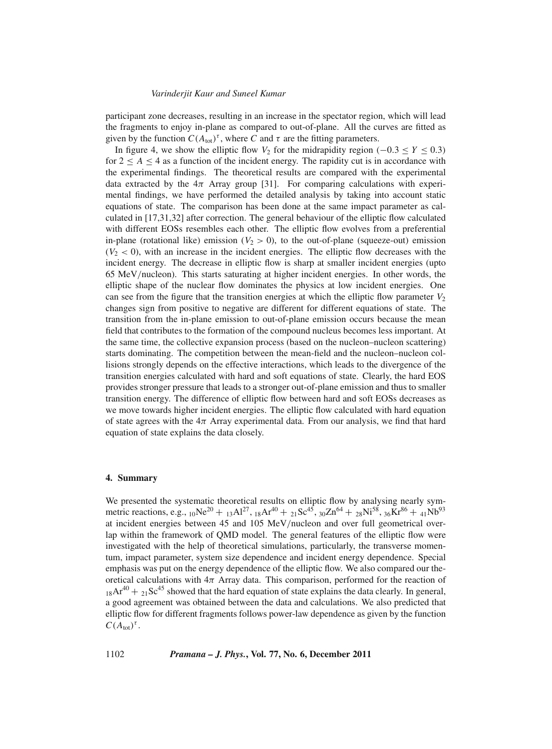participant zone decreases, resulting in an increase in the spectator region, which will lead the fragments to enjoy in-plane as compared to out-of-plane. All the curves are fitted as given by the function $C(A_{\rm tot})^{\tau}$, where $C$ and $\tau$ are the fitting parameters.

In figure 4, we show the elliptic flow $V_2$ for the midrapidity region ($-0.3 \leq Y \leq 0.3$) for $2 \leq A \leq 4$ as a function of the incident energy. The rapidity cut is in accordance with the experimental findings. The theoretical results are compared with the experimental data extracted by the $4\pi$ Array group [31]. For comparing calculations with experimental findings, we have performed the detailed analysis by taking into account static equations of state. The comparison has been done at the same impact parameter as calculated in [17,31,32] after correction. The general behaviour of the elliptic flow calculated with different EOSs resembles each other. The elliptic flow evolves from a preferential in-plane (rotational like) emission ($V_2 > 0$), to the out-of-plane (squeeze-out) emission ($V_2 < 0$), with an increase in the incident energies. The elliptic flow decreases with the incident energy. The decrease in elliptic flow is sharp at smaller incident energies (upto 65 MeV/nucleon). This starts saturating at higher incident energies. In other words, the elliptic shape of the nuclear flow dominates the physics at low incident energies. One can see from the figure that the transition energies at which the elliptic flow parameter $V_2$ changes sign from positive to negative are different for different equations of state. The transition from the in-plane emission to out-of-plane emission occurs because the mean field that contributes to the formation of the compound nucleus becomes less important. At the same time, the collective expansion process (based on the nucleon–nucleon scattering) starts dominating. The competition between the mean-field and the nucleon–nucleon collisions strongly depends on the effective interactions, which leads to the divergence of the transition energies calculated with hard and soft equations of state. Clearly, the hard EOS provides stronger pressure that leads to a stronger out-of-plane emission and thus to smaller transition energy. The difference of elliptic flow between hard and soft EOSs decreases as we move towards higher incident energies. The elliptic flow calculated with hard equation of state agrees with the $4\pi$ Array experimental data. From our analysis, we find that hard equation of state explains the data closely.

## 4. Summary

We presented the systematic theoretical results on elliptic flow by analysing nearly symmetric reactions, e.g., $_{10}\mathrm{Ne}^{20} + {}_{13}\mathrm{Al}^{27}$, $_{18}\mathrm{Ar}^{40} + {}_{21}\mathrm{Sc}^{45}$, $_{30}\mathrm{Zn}^{64} + {}_{28}\mathrm{Ni}^{58}$, $_{36}\mathrm{Kr}^{86} + {}_{41}\mathrm{Nb}^{93}$ at incident energies between 45 and 105 MeV/nucleon and over full geometrical overlap within the framework of QMD model. The general features of the elliptic flow were investigated with the help of theoretical simulations, particularly, the transverse momentum, impact parameter, system size dependence and incident energy dependence. Special emphasis was put on the energy dependence of the elliptic flow. We also compared our theoretical calculations with $4\pi$ Array data. This comparison, performed for the reaction of $_{18}\mathrm{Ar}^{40} + {}_{21}\mathrm{Sc}^{45}$ showed that the hard equation of state explains the data clearly. In general, a good agreement was obtained between the data and calculations. We also predicted that elliptic flow for different fragments follows power-law dependence as given by the function $C(A_{\rm tot})^{\tau}$.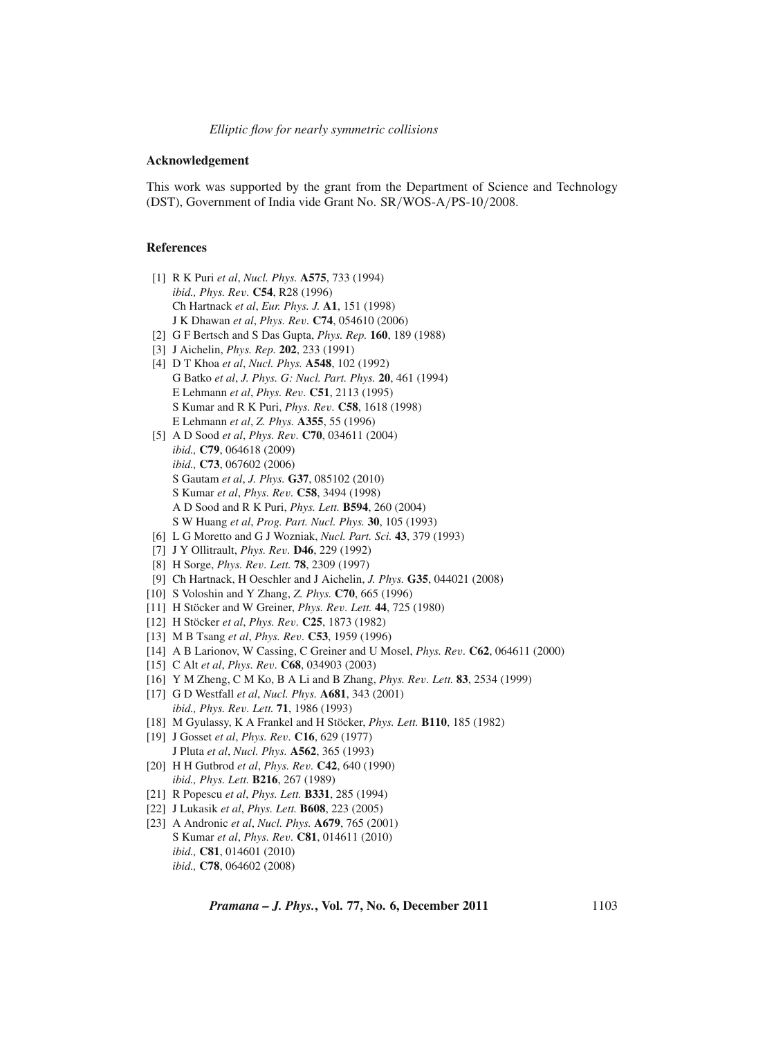## Acknowledgement

This work was supported by the grant from the Department of Science and Technology (DST), Government of India vide Grant No. SR/WOS-A/PS-10/2008.

## References

[1] R K Puri *et al*, *Nucl. Phys.* **A575**, 733 (1994)
*ibid., Phys. Rev.* **C54**, R28 (1996)
Ch Hartnack *et al*, *Eur. Phys. J.* **A1**, 151 (1998)
J K Dhawan *et al*, *Phys. Rev.* **C74**, 054610 (2006)

[2] G F Bertsch and S Das Gupta, *Phys. Rep.* **160**, 189 (1988)

[3] J Aichelin, *Phys. Rep.* **202**, 233 (1991)

[4] D T Khoa *et al*, *Nucl. Phys.* **A548**, 102 (1992)
G Batko *et al*, *J. Phys. G: Nucl. Part. Phys.* **20**, 461 (1994)
E Lehmann *et al*, *Phys. Rev.* **C51**, 2113 (1995)
S Kumar and R K Puri, *Phys. Rev.* **C58**, 1618 (1998)
E Lehmann *et al*, *Z. Phys.* **A355**, 55 (1996)

[5] A D Sood *et al*, *Phys. Rev.* **C70**, 034611 (2004)
*ibid.,* **C79**, 064618 (2009)
*ibid.,* **C73**, 067602 (2006)
S Gautam *et al*, *J. Phys.* **G37**, 085102 (2010)
S Kumar *et al*, *Phys. Rev.* **C58**, 3494 (1998)
A D Sood and R K Puri, *Phys. Lett.* **B594**, 260 (2004)
S W Huang *et al*, *Prog. Part. Nucl. Phys.* **30**, 105 (1993)

[6] L G Moretto and G J Wozniak, *Nucl. Part. Sci.* **43**, 379 (1993)

[7] J Y Ollitrault, *Phys. Rev.* **D46**, 229 (1992)

[8] H Sorge, *Phys. Rev. Lett.* **78**, 2309 (1997)

[9] Ch Hartnack, H Oeschler and J Aichelin, *J. Phys.* **G35**, 044021 (2008)

[10] S Voloshin and Y Zhang, *Z. Phys.* **C70**, 665 (1996)

[11] H Stöcker and W Greiner, *Phys. Rev. Lett.* **44**, 725 (1980)

[12] H Stöcker *et al*, *Phys. Rev.* **C25**, 1873 (1982)

[13] M B Tsang *et al*, *Phys. Rev.* **C53**, 1959 (1996)

[14] A B Larionov, W Cassing, C Greiner and U Mosel, *Phys. Rev.* **C62**, 064611 (2000)

[15] C Alt *et al*, *Phys. Rev.* **C68**, 034903 (2003)

[16] Y M Zheng, C M Ko, B A Li and B Zhang, *Phys. Rev. Lett.* **83**, 2534 (1999)

[17] G D Westfall *et al*, *Nucl. Phys.* **A681**, 343 (2001)
*ibid., Phys. Rev. Lett.* **71**, 1986 (1993)

[18] M Gyulassy, K A Frankel and H Stöcker, *Phys. Lett.* **B110**, 185 (1982)

[19] J Gosset *et al*, *Phys. Rev.* **C16**, 629 (1977)
J Pluta *et al*, *Nucl. Phys.* **A562**, 365 (1993)

[20] H H Gutbrod *et al*, *Phys. Rev.* **C42**, 640 (1990)
*ibid., Phys. Lett.* **B216**, 267 (1989)

[21] R Popescu *et al*, *Phys. Lett.* **B331**, 285 (1994)

[22] J Lukasik *et al*, *Phys. Lett.* **B608**, 223 (2005)

[23] A Andronic *et al*, *Nucl. Phys.* **A679**, 765 (2001)
S Kumar *et al*, *Phys. Rev.* **C81**, 014611 (2010)
*ibid.,* **C81**, 014601 (2010)
*ibid.,* **C78**, 064602 (2008)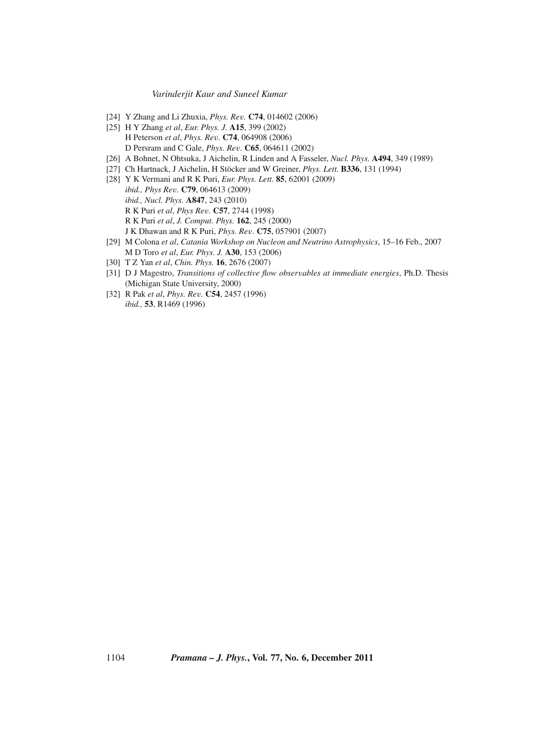[24] Y Zhang and Li Zhuxia, *Phys. Rev.* **C74**, 014602 (2006)

[25] H Y Zhang *et al*, *Eur. Phys. J.* **A15**, 399 (2002)
H Peterson *et al*, *Phys. Rev.* **C74**, 064908 (2006)
D Persram and C Gale, *Phys. Rev.* **C65**, 064611 (2002)

[26] A Bohnet, N Ohtsuka, J Aichelin, R Linden and A Fasseler, *Nucl. Phys.* **A494**, 349 (1989)

[27] Ch Hartnack, J Aichelin, H Stöcker and W Greiner, *Phys. Lett.* **B336**, 131 (1994)

[28] Y K Vermani and R K Puri, *Eur. Phys. Lett.* **85**, 62001 (2009)
*ibid., Phys Rev.* **C79**, 064613 (2009)
*ibid., Nucl. Phys.* **A847**, 243 (2010)
R K Puri *et al*, *Phys Rev.* **C57**, 2744 (1998)
R K Puri *et al*, *J. Comput. Phys.* **162**, 245 (2000)
J K Dhawan and R K Puri, *Phys. Rev.* **C75**, 057901 (2007)

[29] M Colona *et al*, *Catania Workshop on Nucleon and Neutrino Astrophysics*, 15–16 Feb., 2007
M D Toro *et al*, *Eur. Phys. J.* **A30**, 153 (2006)

[30] T Z Yan *et al*, *Chin. Phys.* **16**, 2676 (2007)

[31] D J Magestro, *Transitions of collective flow observables at immediate energies*, Ph.D. Thesis (Michigan State University, 2000)

[32] R Pak *et al*, *Phys. Rev.* **C54**, 2457 (1996)
*ibid.,* **53**, R1469 (1996)